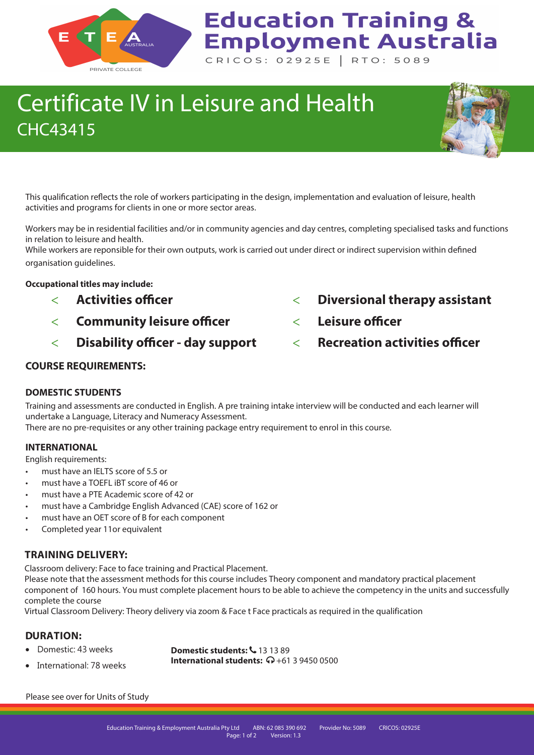# Education Training & Employment Australia

CRICOS: 02925E | RTO: 5089

# Certificate IV in Leisure and Health

## CHC43415

This qualification reflects the role of workers participating in the design, implementation and evaluation of leisure, health activities and programs for clients in one or more sector areas.

Workers may be in residential facilities and/or in community agencies and day centres, completing specialised tasks and functions in relation to leisure and health.
While workers are reponsible for their own outputs, work is carried out under direct or indirect supervision within defined organisation guidelines.

**Occupational titles may include:**

- **Activities officer**
- **Community leisure officer**
- **Disability officer - day support**
- **Diversional therapy assistant**
- **Leisure officer**
- **Recreation activities officer**

### COURSE REQUIREMENTS:

#### DOMESTIC STUDENTS

Training and assessments are conducted in English. A pre training intake interview will be conducted and each learner will undertake a Language, Literacy and Numeracy Assessment.
There are no pre-requisites or any other training package entry requirement to enrol in this course.

#### INTERNATIONAL

English requirements:

- must have an IELTS score of 5.5 or
- must have a TOEFL iBT score of 46 or
- must have a PTE Academic score of 42 or
- must have a Cambridge English Advanced (CAE) score of 162 or
- must have an OET score of B for each component
- Completed year 11or equivalent

### TRAINING DELIVERY:

Classroom delivery: Face to face training and Practical Placement.
Please note that the assessment methods for this course includes Theory component and mandatory practical placement component of 160 hours. You must complete placement hours to be able to achieve the competency in the units and successfully complete the course
Virtual Classroom Delivery: Theory delivery via zoom & Face t Face practicals as required in the qualification

### DURATION:

- Domestic: 43 weeks
- International: 78 weeks

**Domestic students:** 13 13 89
**International students:** +61 3 9450 0500

Please see over for Units of Study

Education Training & Employment Australia Pty Ltd ABN: 62 085 390 692 Provider No: 5089 CRICOS: 02925E
Version: 1.3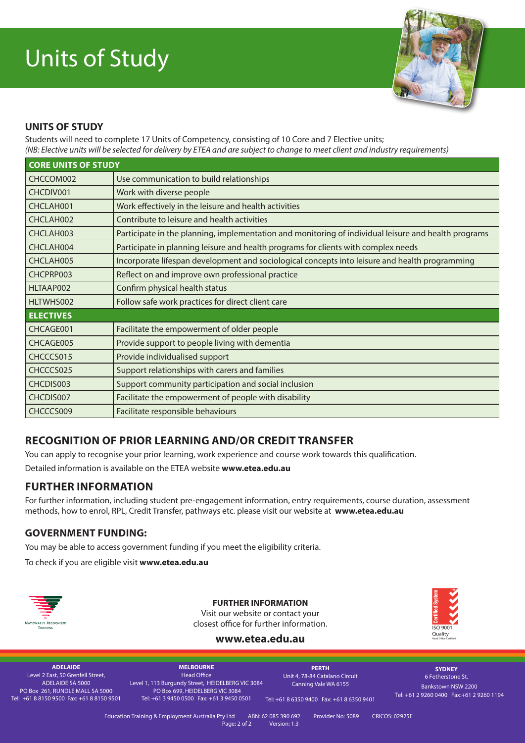# Units of Study

## UNITS OF STUDY

Students will need to complete 17 Units of Competency, consisting of 10 Core and 7 Elective units;
*(NB: Elective units will be selected for delivery by ETEA and are subject to change to meet client and industry requirements)*

| **CORE UNITS OF STUDY** | |
|---|---|
| CHCCOM002 | Use communication to build relationships |
| CHCDIV001 | Work with diverse people |
| CHCLAH001 | Work effectively in the leisure and health activities |
| CHCLAH002 | Contribute to leisure and health activities |
| CHCLAH003 | Participate in the planning, implementation and monitoring of individual leisure and health programs |
| CHCLAH004 | Participate in planning leisure and health programs for clients with complex needs |
| CHCLAH005 | Incorporate lifespan development and sociological concepts into leisure and health programming |
| CHCPRP003 | Reflect on and improve own professional practice |
| HLTAAP002 | Confirm physical health status |
| HLTWHS002 | Follow safe work practices for direct client care |
| **ELECTIVES** | |
| CHCAGE001 | Facilitate the empowerment of older people |
| CHCAGE005 | Provide support to people living with dementia |
| CHCCCS015 | Provide individualised support |
| CHCCCS025 | Support relationships with carers and families |
| CHCDIS003 | Support community participation and social inclusion |
| CHCDIS007 | Facilitate the empowerment of people with disability |
| CHCCCS009 | Facilitate responsible behaviours |

## RECOGNITION OF PRIOR LEARNING AND/OR CREDIT TRANSFER

You can apply to recognise your prior learning, work experience and course work towards this qualification.

Detailed information is available on the ETEA website **www.etea.edu.au**

## FURTHER INFORMATION

For further information, including student pre-engagement information, entry requirements, course duration, assessment methods, how to enrol, RPL, Credit Transfer, pathways etc. please visit our website at **www.etea.edu.au**

## GOVERNMENT FUNDING:

You may be able to access government funding if you meet the eligibility criteria.

To check if you are eligible visit **www.etea.edu.au**

NATIONALLY RECOGNISED TRAINING

**FURTHER INFORMATION**

Visit our website or contact your closest office for further information.

**www.etea.edu.au**

Certified System ISO 9001 Quality Head Office Certified

**ADELAIDE**
Level 2 East, 50 Grenfell Street,
ADELAIDE SA 5000
PO Box 261, RUNDLE MALL SA 5000
Tel: +61 8 8150 9500 Fax: +61 8 8150 9501

**MELBOURNE**
Head Office
Level 1, 113 Burgundy Street, HEIDELBERG VIC 3084
PO Box 699, HEIDELBERG VIC 3084
Tel: +61 3 9450 0500 Fax: +61 3 9450 0501

**PERTH**
Unit 4, 78-84 Catalano Circuit
Canning Vale WA 6155
Tel: +61 8 6350 9400 Fax: +61 8 6350 9401

**SYDNEY**
6 Fetherstone St.
Bankstown NSW 2200
Tel: +61 2 9260 0400 Fax:+61 2 9260 1194

Education Training & Employment Australia Pty Ltd ABN: 62 085 390 692 Provider No: 5089 CRICOS: 02925E
Version: 1.3